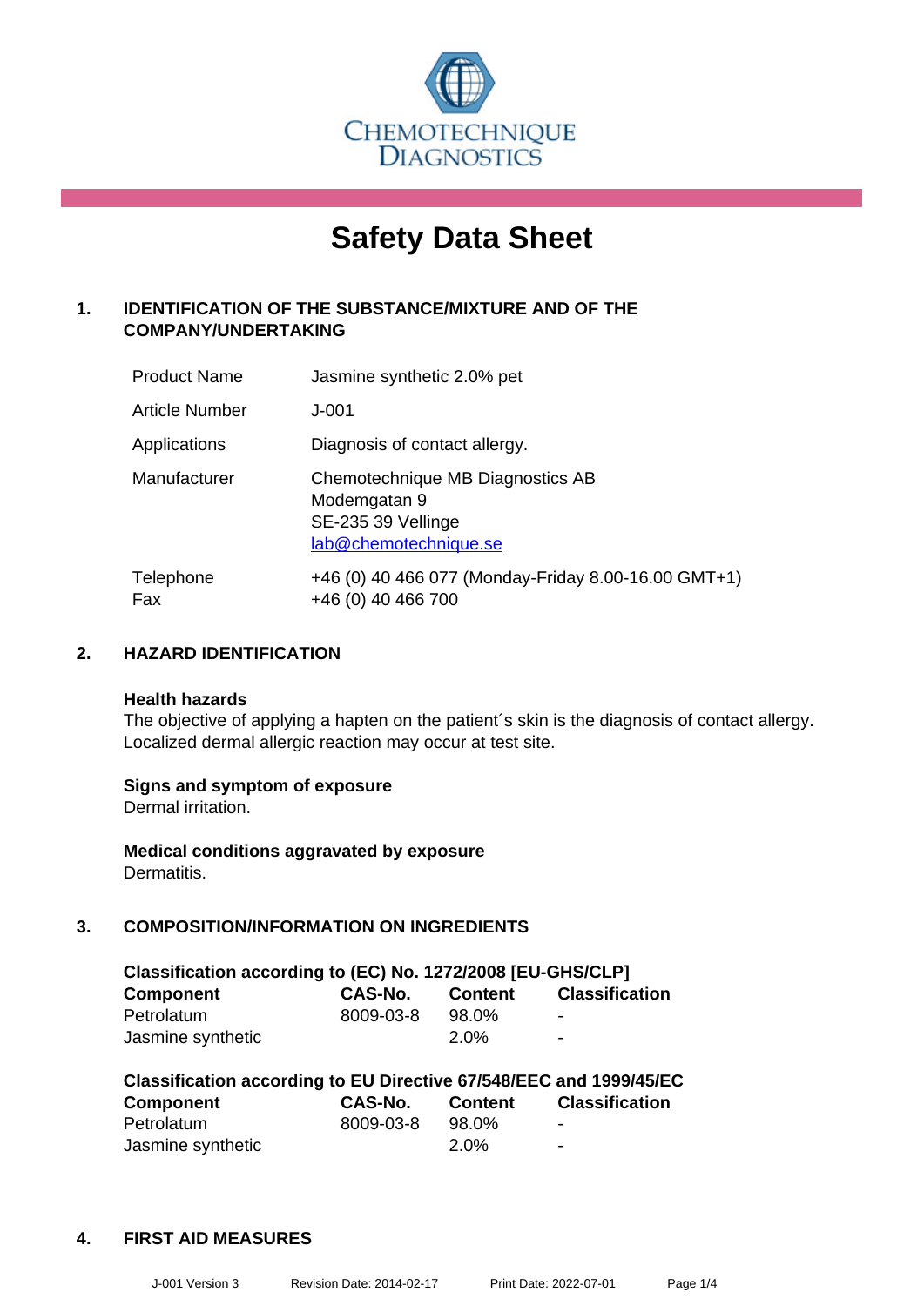CHEMOTECHNIQUE DIAGNOSTICS

# Safety Data Sheet

## 1. IDENTIFICATION OF THE SUBSTANCE/MIXTURE AND OF THE COMPANY/UNDERTAKING

| | |
|---|---|
| Product Name | Jasmine synthetic 2.0% pet |
| Article Number | J-001 |
| Applications | Diagnosis of contact allergy. |
| Manufacturer | Chemotechnique MB Diagnostics AB<br>Modemgatan 9<br>SE-235 39 Vellinge<br>lab@chemotechnique.se |
| Telephone<br>Fax | +46 (0) 40 466 077 (Monday-Friday 8.00-16.00 GMT+1)<br>+46 (0) 40 466 700 |

## 2. HAZARD IDENTIFICATION

**Health hazards**

The objective of applying a hapten on the patient´s skin is the diagnosis of contact allergy. Localized dermal allergic reaction may occur at test site.

**Signs and symptom of exposure**

Dermal irritation.

**Medical conditions aggravated by exposure**

Dermatitis.

## 3. COMPOSITION/INFORMATION ON INGREDIENTS

**Classification according to (EC) No. 1272/2008 [EU-GHS/CLP]**

| Component | CAS-No. | Content | Classification |
|---|---|---|---|
| Petrolatum | 8009-03-8 | 98.0% | - |
| Jasmine synthetic | | 2.0% | - |

**Classification according to EU Directive 67/548/EEC and 1999/45/EC**

| Component | CAS-No. | Content | Classification |
|---|---|---|---|
| Petrolatum | 8009-03-8 | 98.0% | - |
| Jasmine synthetic | | 2.0% | - |

## 4. FIRST AID MEASURES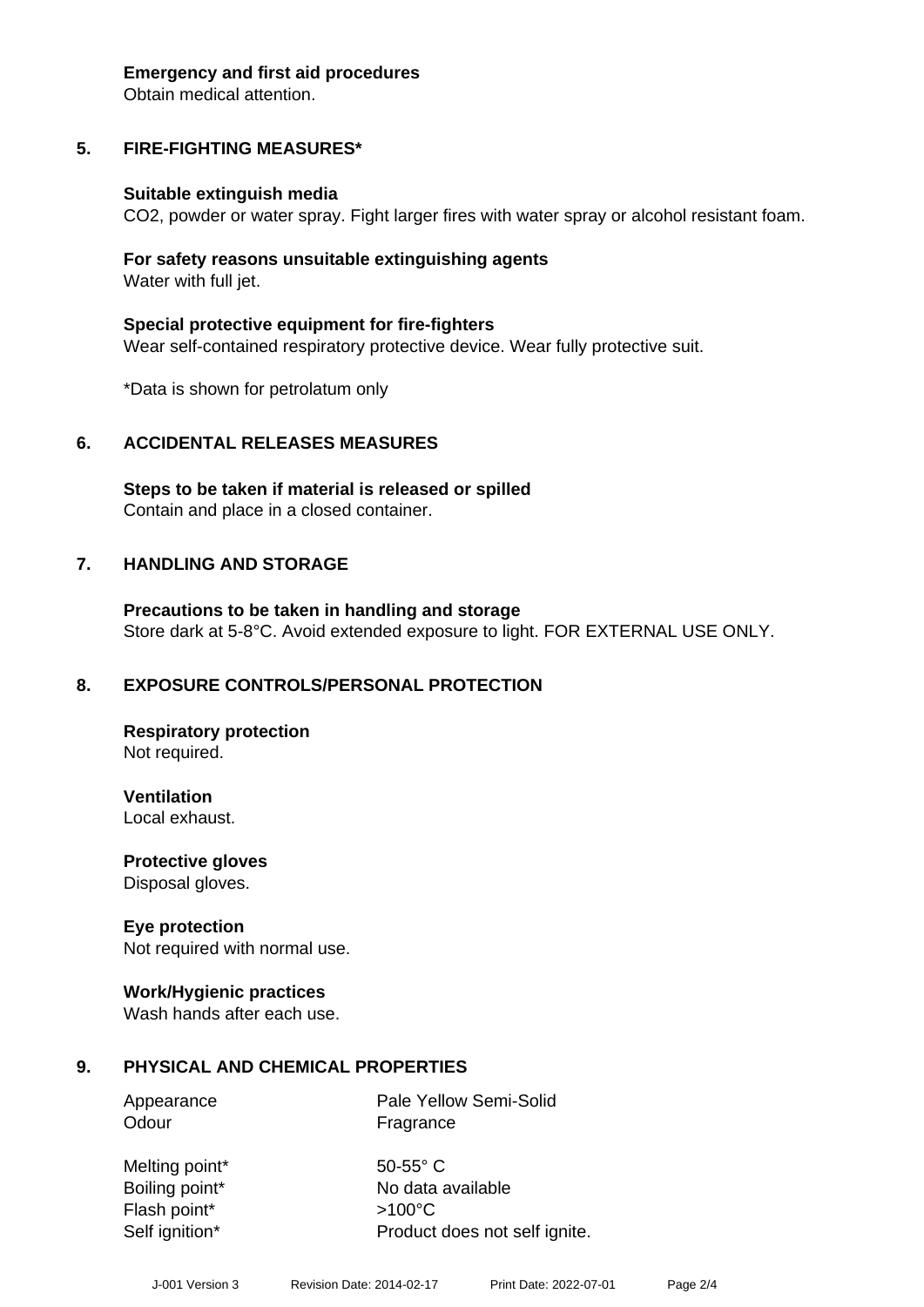**Emergency and first aid procedures**
Obtain medical attention.

## 5. FIRE-FIGHTING MEASURES*

**Suitable extinguish media**
$CO_2$, powder or water spray. Fight larger fires with water spray or alcohol resistant foam.

**For safety reasons unsuitable extinguishing agents**
Water with full jet.

**Special protective equipment for fire-fighters**
Wear self-contained respiratory protective device. Wear fully protective suit.

*Data is shown for petrolatum only

## 6. ACCIDENTAL RELEASES MEASURES

**Steps to be taken if material is released or spilled**
Contain and place in a closed container.

## 7. HANDLING AND STORAGE

**Precautions to be taken in handling and storage**
Store dark at 5-8°C. Avoid extended exposure to light. FOR EXTERNAL USE ONLY.

## 8. EXPOSURE CONTROLS/PERSONAL PROTECTION

**Respiratory protection**
Not required.

**Ventilation**
Local exhaust.

**Protective gloves**
Disposal gloves.

**Eye protection**
Not required with normal use.

**Work/Hygienic practices**
Wash hands after each use.

## 9. PHYSICAL AND CHEMICAL PROPERTIES

| | |
|---|---|
| Appearance | Pale Yellow Semi-Solid |
| Odour | Fragrance |
| Melting point* | 50-55° C |
| Boiling point* | No data available |
| Flash point* | >100°C |
| Self ignition* | Product does not self ignite. |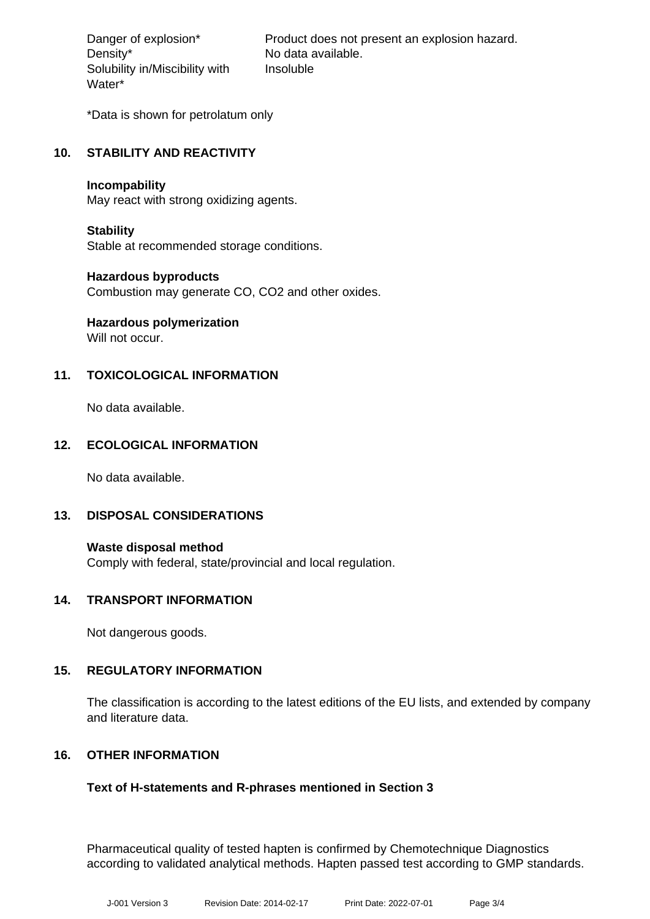| | |
|---|---|
| Danger of explosion* | Product does not present an explosion hazard. |
| Density* | No data available. |
| Solubility in/Miscibility with Water* | Insoluble |

*Data is shown for petrolatum only

## 10. STABILITY AND REACTIVITY

**Incompability**
May react with strong oxidizing agents.

**Stability**
Stable at recommended storage conditions.

**Hazardous byproducts**
Combustion may generate CO, $CO_2$ and other oxides.

**Hazardous polymerization**
Will not occur.

## 11. TOXICOLOGICAL INFORMATION

No data available.

## 12. ECOLOGICAL INFORMATION

No data available.

## 13. DISPOSAL CONSIDERATIONS

**Waste disposal method**
Comply with federal, state/provincial and local regulation.

## 14. TRANSPORT INFORMATION

Not dangerous goods.

## 15. REGULATORY INFORMATION

The classification is according to the latest editions of the EU lists, and extended by company and literature data.

## 16. OTHER INFORMATION

**Text of H-statements and R-phrases mentioned in Section 3**

Pharmaceutical quality of tested hapten is confirmed by Chemotechnique Diagnostics according to validated analytical methods. Hapten passed test according to GMP standards.

J-001 Version 3 Revision Date: 2014-02-17 Print Date: 2022-07-01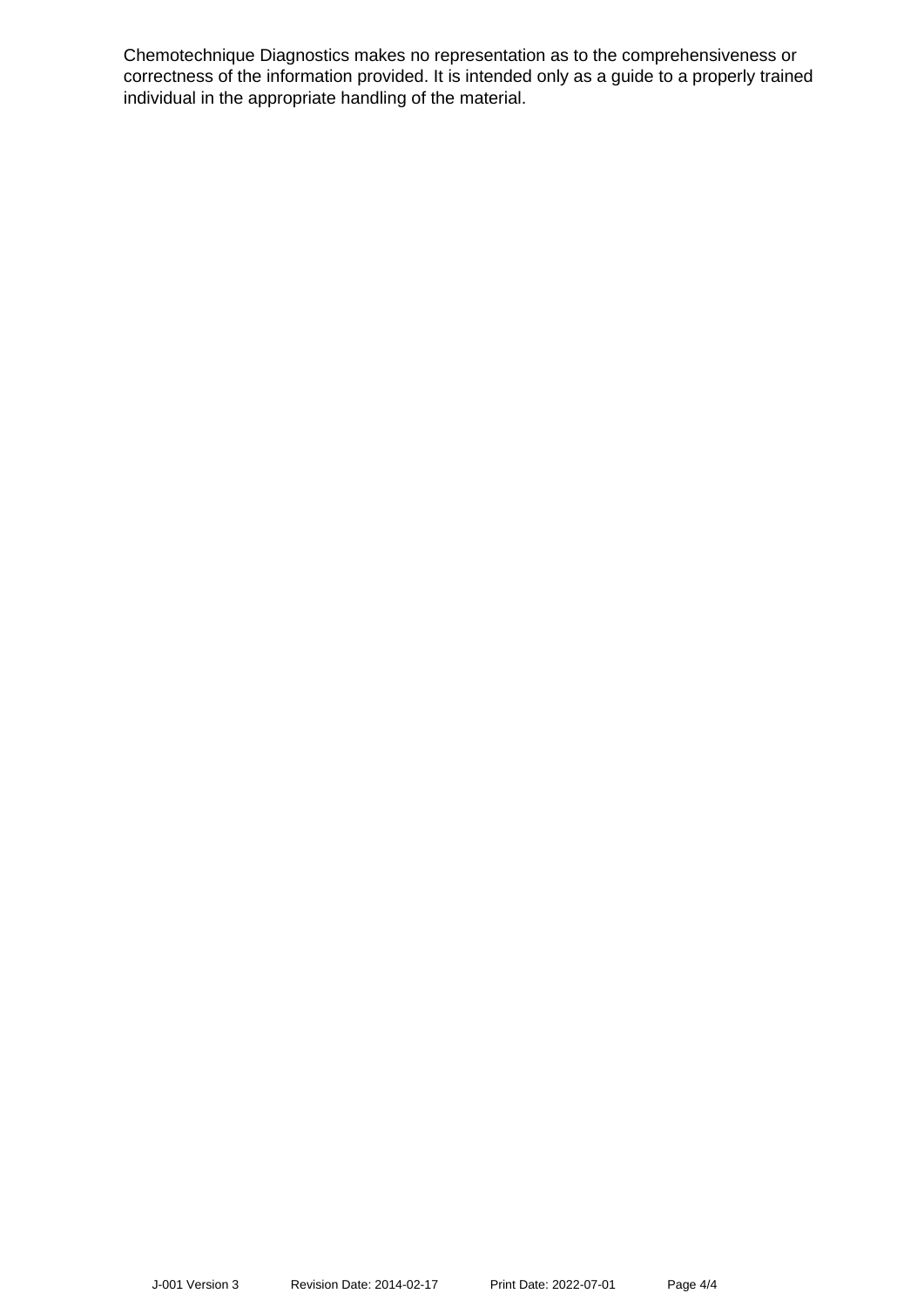Chemotechnique Diagnostics makes no representation as to the comprehensiveness or correctness of the information provided. It is intended only as a guide to a properly trained individual in the appropriate handling of the material.